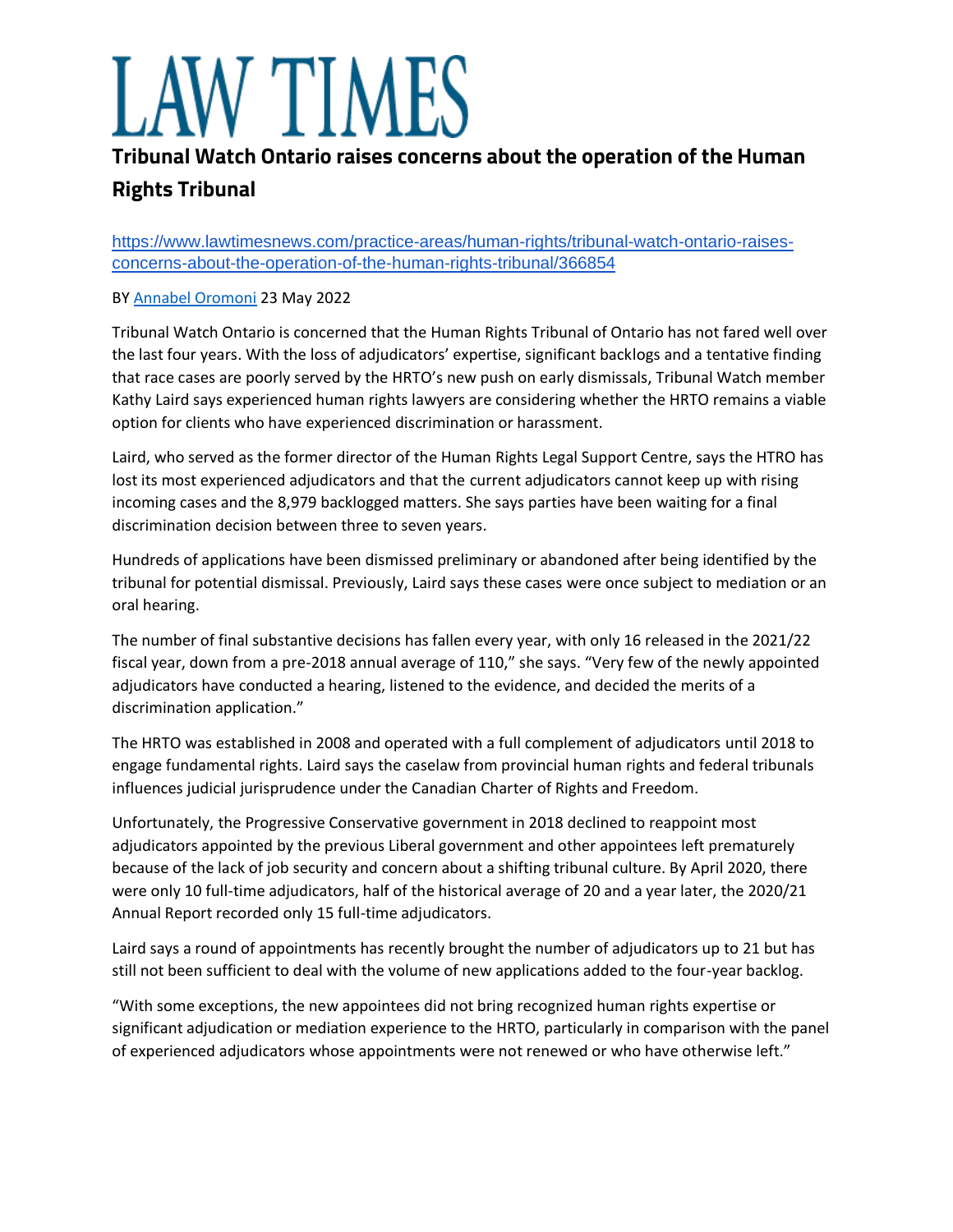# LAW TIMES

## Tribunal Watch Ontario raises concerns about the operation of the Human Rights Tribunal

[https://www.lawtimesnews.com/practice-areas/human-rights/tribunal-watch-ontario-raises-concerns-about-the-operation-of-the-human-rights-tribunal/366854](https://www.lawtimesnews.com/practice-areas/human-rights/tribunal-watch-ontario-raises-concerns-about-the-operation-of-the-human-rights-tribunal/366854)

BY Annabel Oromoni 23 May 2022

Tribunal Watch Ontario is concerned that the Human Rights Tribunal of Ontario has not fared well over the last four years. With the loss of adjudicators' expertise, significant backlogs and a tentative finding that race cases are poorly served by the HRTO's new push on early dismissals, Tribunal Watch member Kathy Laird says experienced human rights lawyers are considering whether the HRTO remains a viable option for clients who have experienced discrimination or harassment.

Laird, who served as the former director of the Human Rights Legal Support Centre, says the HTRO has lost its most experienced adjudicators and that the current adjudicators cannot keep up with rising incoming cases and the 8,979 backlogged matters. She says parties have been waiting for a final discrimination decision between three to seven years.

Hundreds of applications have been dismissed preliminary or abandoned after being identified by the tribunal for potential dismissal. Previously, Laird says these cases were once subject to mediation or an oral hearing.

The number of final substantive decisions has fallen every year, with only 16 released in the 2021/22 fiscal year, down from a pre-2018 annual average of 110," she says. "Very few of the newly appointed adjudicators have conducted a hearing, listened to the evidence, and decided the merits of a discrimination application."

The HRTO was established in 2008 and operated with a full complement of adjudicators until 2018 to engage fundamental rights. Laird says the caselaw from provincial human rights and federal tribunals influences judicial jurisprudence under the Canadian Charter of Rights and Freedom.

Unfortunately, the Progressive Conservative government in 2018 declined to reappoint most adjudicators appointed by the previous Liberal government and other appointees left prematurely because of the lack of job security and concern about a shifting tribunal culture. By April 2020, there were only 10 full-time adjudicators, half of the historical average of 20 and a year later, the 2020/21 Annual Report recorded only 15 full-time adjudicators.

Laird says a round of appointments has recently brought the number of adjudicators up to 21 but has still not been sufficient to deal with the volume of new applications added to the four-year backlog.

"With some exceptions, the new appointees did not bring recognized human rights expertise or significant adjudication or mediation experience to the HRTO, particularly in comparison with the panel of experienced adjudicators whose appointments were not renewed or who have otherwise left."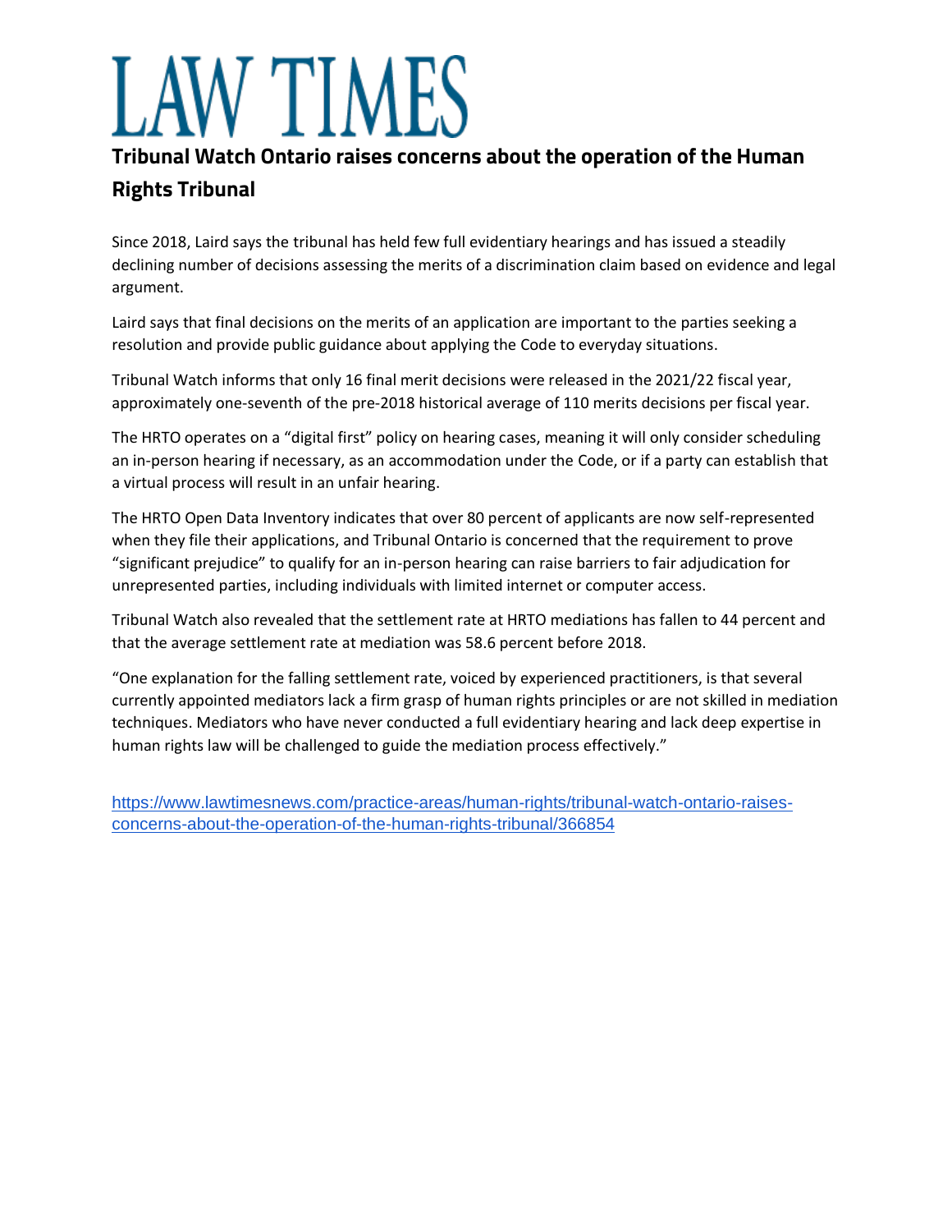# LAW TIMES

## Tribunal Watch Ontario raises concerns about the operation of the Human Rights Tribunal

Since 2018, Laird says the tribunal has held few full evidentiary hearings and has issued a steadily declining number of decisions assessing the merits of a discrimination claim based on evidence and legal argument.

Laird says that final decisions on the merits of an application are important to the parties seeking a resolution and provide public guidance about applying the Code to everyday situations.

Tribunal Watch informs that only 16 final merit decisions were released in the 2021/22 fiscal year, approximately one-seventh of the pre-2018 historical average of 110 merits decisions per fiscal year.

The HRTO operates on a “digital first” policy on hearing cases, meaning it will only consider scheduling an in-person hearing if necessary, as an accommodation under the Code, or if a party can establish that a virtual process will result in an unfair hearing.

The HRTO Open Data Inventory indicates that over 80 percent of applicants are now self-represented when they file their applications, and Tribunal Ontario is concerned that the requirement to prove “significant prejudice” to qualify for an in-person hearing can raise barriers to fair adjudication for unrepresented parties, including individuals with limited internet or computer access.

Tribunal Watch also revealed that the settlement rate at HRTO mediations has fallen to 44 percent and that the average settlement rate at mediation was 58.6 percent before 2018.

“One explanation for the falling settlement rate, voiced by experienced practitioners, is that several currently appointed mediators lack a firm grasp of human rights principles or are not skilled in mediation techniques. Mediators who have never conducted a full evidentiary hearing and lack deep expertise in human rights law will be challenged to guide the mediation process effectively.”

https://www.lawtimesnews.com/practice-areas/human-rights/tribunal-watch-ontario-raises-concerns-about-the-operation-of-the-human-rights-tribunal/366854